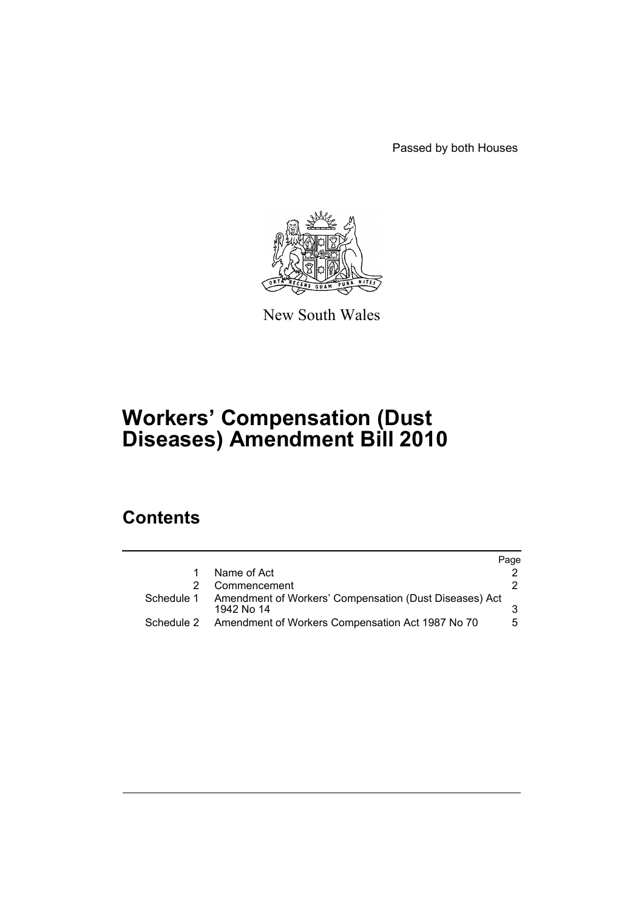Passed by both Houses

New South Wales

# Workers' Compensation (Dust Diseases) Amendment Bill 2010

## Contents

| | | Page |
|---|---|---|
| 1 | Name of Act | 2 |
| 2 | Commencement | 2 |
| Schedule 1 | Amendment of Workers' Compensation (Dust Diseases) Act 1942 No 14 | 3 |
| Schedule 2 | Amendment of Workers Compensation Act 1987 No 70 | 5 |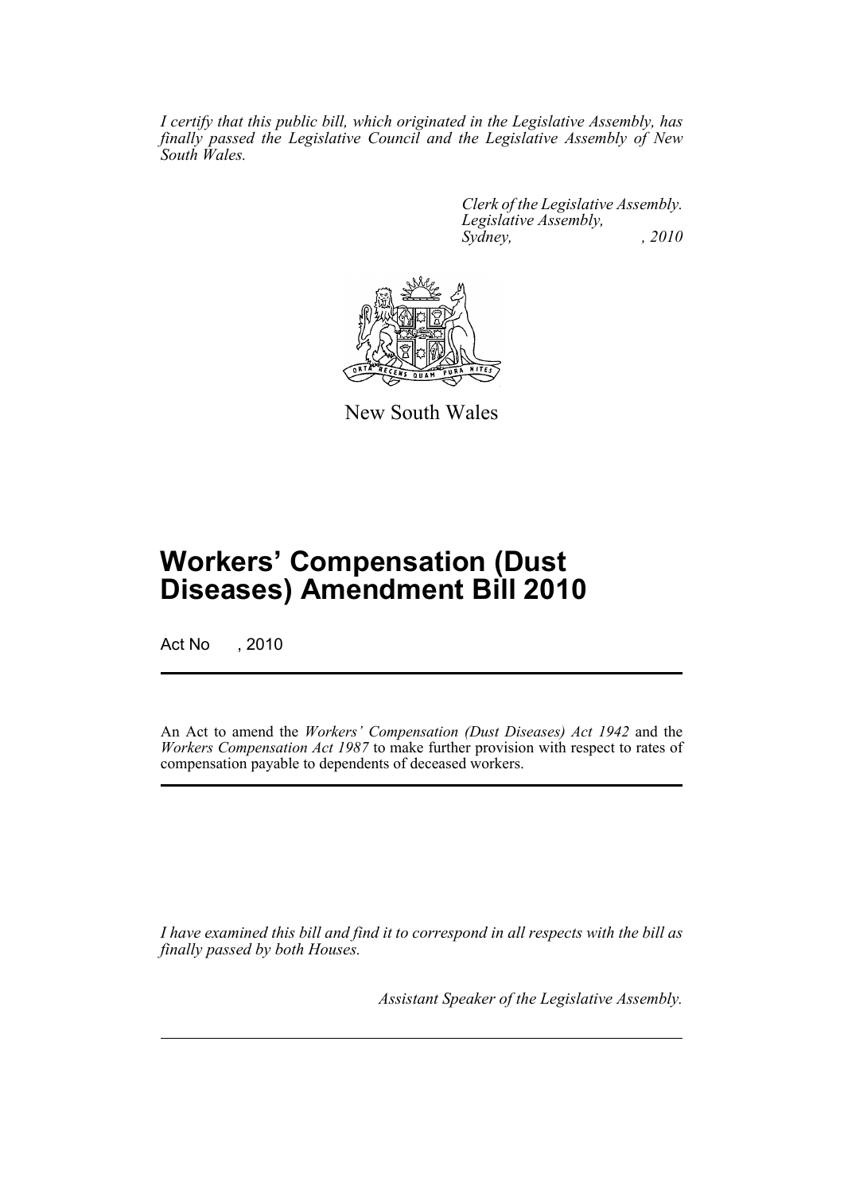*I certify that this public bill, which originated in the Legislative Assembly, has finally passed the Legislative Council and the Legislative Assembly of New South Wales.*

*Clerk of the Legislative Assembly.*
*Legislative Assembly,*
*Sydney, , 2010*

New South Wales

# Workers' Compensation (Dust Diseases) Amendment Bill 2010

Act No , 2010

An Act to amend the *Workers' Compensation (Dust Diseases) Act 1942* and the *Workers Compensation Act 1987* to make further provision with respect to rates of compensation payable to dependents of deceased workers.

*I have examined this bill and find it to correspond in all respects with the bill as finally passed by both Houses.*

*Assistant Speaker of the Legislative Assembly.*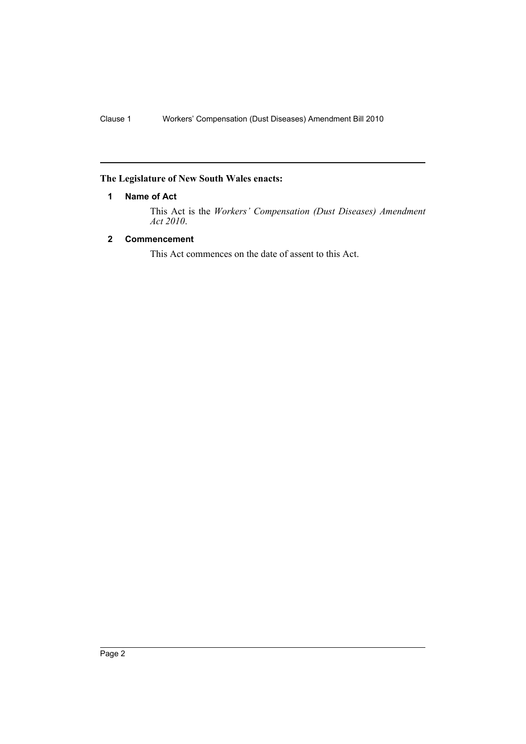**The Legislature of New South Wales enacts:**

## 1 Name of Act

This Act is the *Workers' Compensation (Dust Diseases) Amendment Act 2010*.

## 2 Commencement

This Act commences on the date of assent to this Act.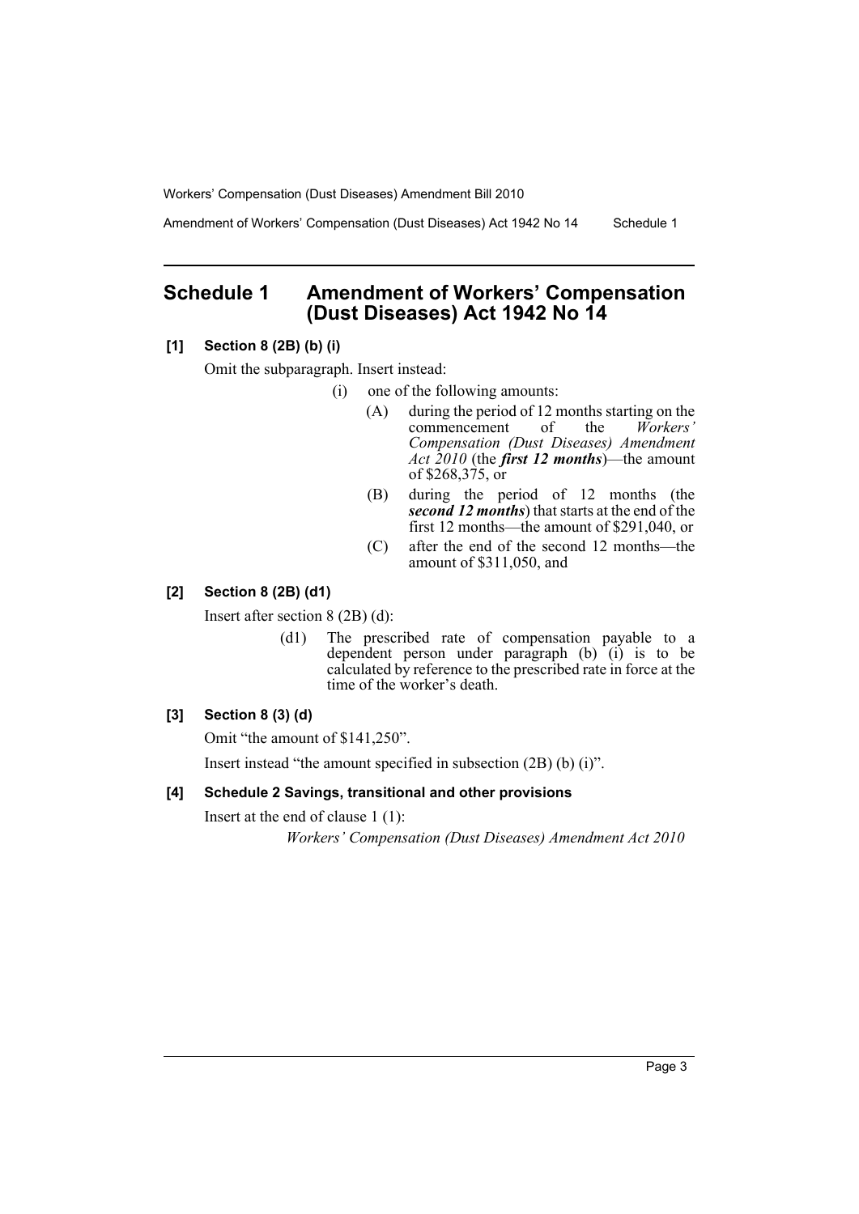# Schedule 1 Amendment of Workers' Compensation (Dust Diseases) Act 1942 No 14

**[1] Section 8 (2B) (b) (i)**

Omit the subparagraph. Insert instead:

(i) one of the following amounts:

(A) during the period of 12 months starting on the commencement of the *Workers' Compensation (Dust Diseases) Amendment Act 2010* (the ***first 12 months***)—the amount of $268,375, or

(B) during the period of 12 months (the ***second 12 months***) that starts at the end of the first 12 months—the amount of $291,040, or

(C) after the end of the second 12 months—the amount of $311,050, and

**[2] Section 8 (2B) (d1)**

Insert after section 8 (2B) (d):

(d1) The prescribed rate of compensation payable to a dependent person under paragraph (b) (i) is to be calculated by reference to the prescribed rate in force at the time of the worker's death.

**[3] Section 8 (3) (d)**

Omit "the amount of $141,250".

Insert instead "the amount specified in subsection (2B) (b) (i)".

**[4] Schedule 2 Savings, transitional and other provisions**

Insert at the end of clause 1 (1):

*Workers' Compensation (Dust Diseases) Amendment Act 2010*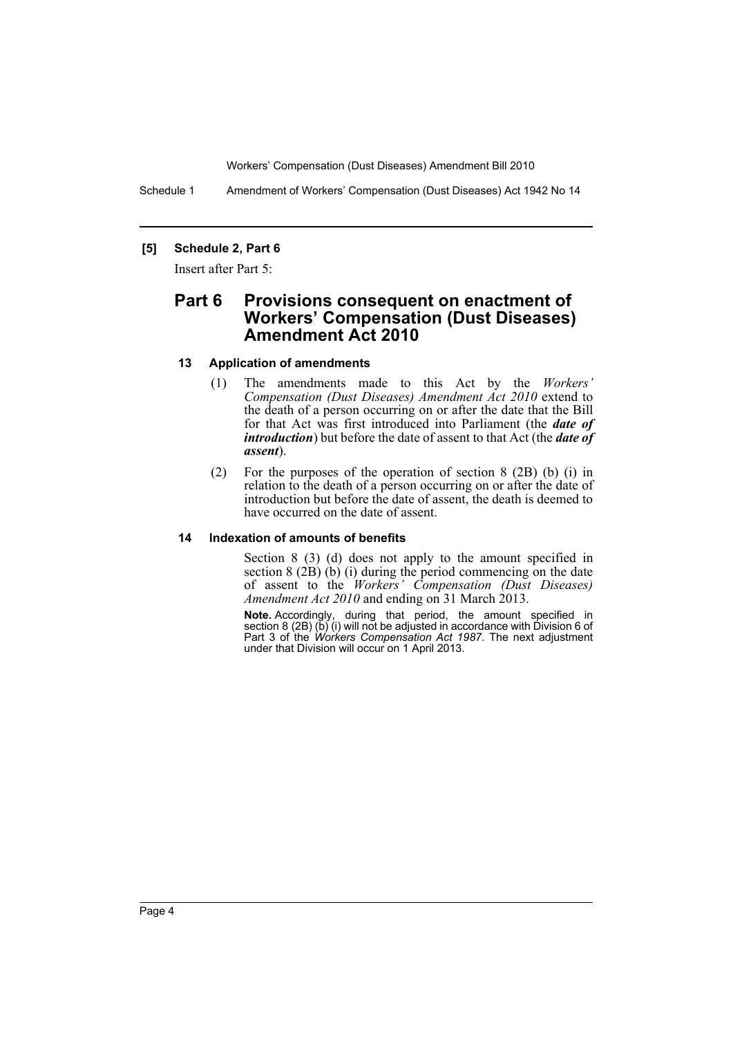**[5] Schedule 2, Part 6**

Insert after Part 5:

## Part 6 Provisions consequent on enactment of Workers' Compensation (Dust Diseases) Amendment Act 2010

### 13 Application of amendments

(1) The amendments made to this Act by the *Workers' Compensation (Dust Diseases) Amendment Act 2010* extend to the death of a person occurring on or after the date that the Bill for that Act was first introduced into Parliament (the ***date of introduction***) but before the date of assent to that Act (the ***date of assent***).

(2) For the purposes of the operation of section 8 (2B) (b) (i) in relation to the death of a person occurring on or after the date of introduction but before the date of assent, the death is deemed to have occurred on the date of assent.

### 14 Indexation of amounts of benefits

Section 8 (3) (d) does not apply to the amount specified in section 8 (2B) (b) (i) during the period commencing on the date of assent to the *Workers' Compensation (Dust Diseases) Amendment Act 2010* and ending on 31 March 2013.

**Note.** Accordingly, during that period, the amount specified in section 8 (2B) (b) (i) will not be adjusted in accordance with Division 6 of Part 3 of the *Workers Compensation Act 1987*. The next adjustment under that Division will occur on 1 April 2013.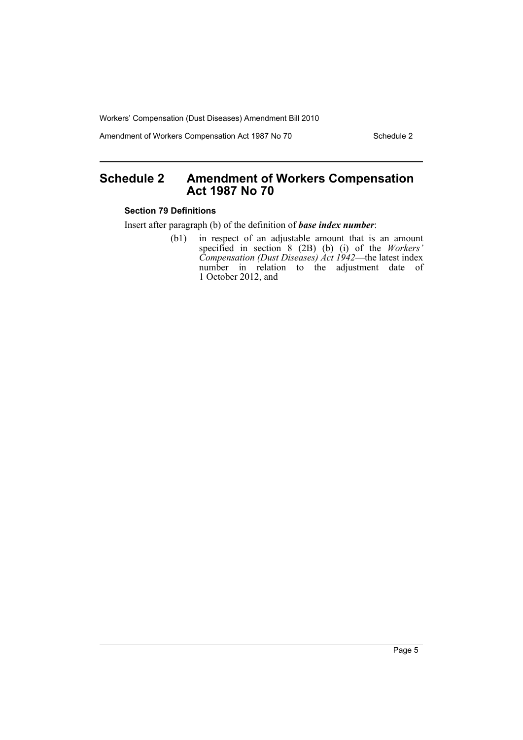# Schedule 2 Amendment of Workers Compensation Act 1987 No 70

### Section 79 Definitions

Insert after paragraph (b) of the definition of ***base index number***:

> (b1) in respect of an adjustable amount that is an amount specified in section 8 (2B) (b) (i) of the *Workers' Compensation (Dust Diseases) Act 1942*—the latest index number in relation to the adjustment date of 1 October 2012, and